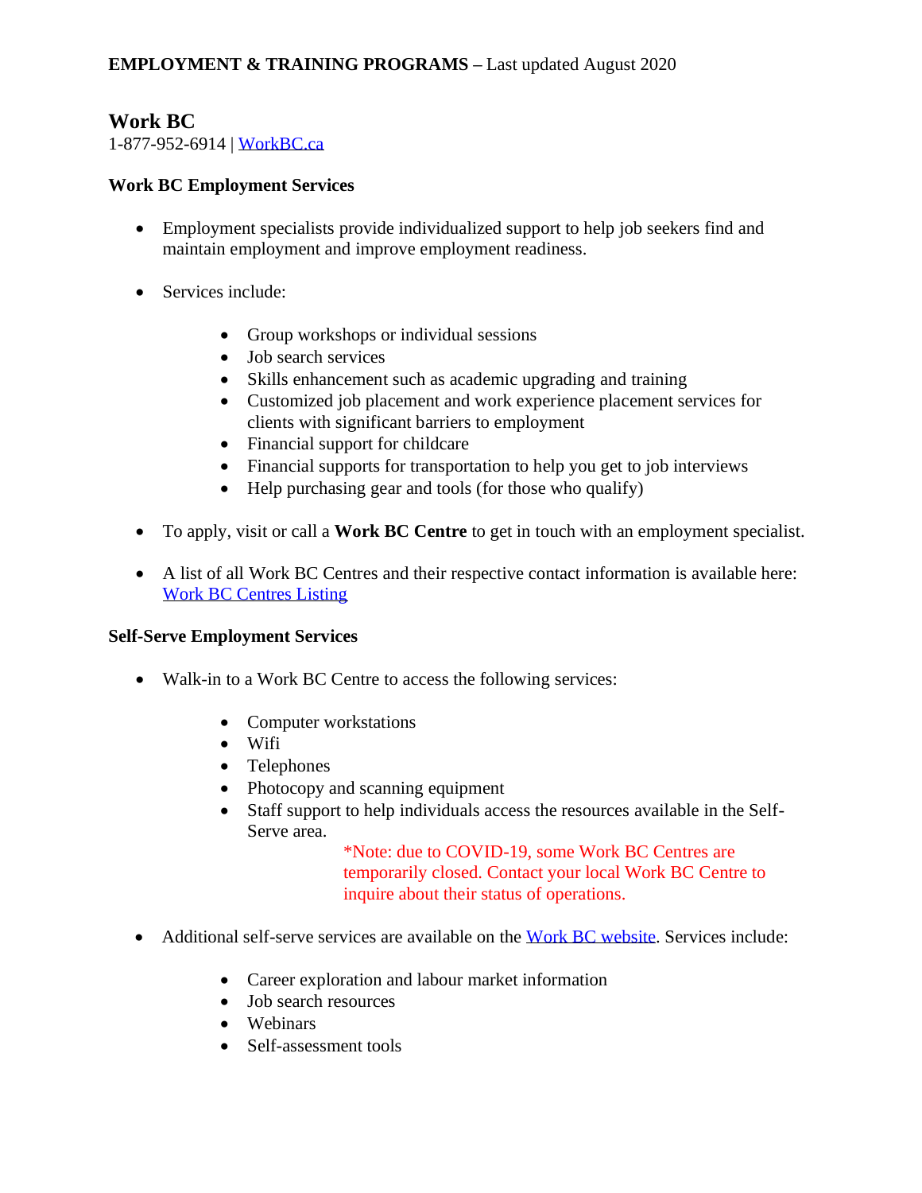**EMPLOYMENT & TRAINING PROGRAMS** – Last updated August 2020

## Work BC

1-877-952-6914 | WorkBC.ca

### Work BC Employment Services

- Employment specialists provide individualized support to help job seekers find and maintain employment and improve employment readiness.
- Services include:
  - Group workshops or individual sessions
  - Job search services
  - Skills enhancement such as academic upgrading and training
  - Customized job placement and work experience placement services for clients with significant barriers to employment
  - Financial support for childcare
  - Financial supports for transportation to help you get to job interviews
  - Help purchasing gear and tools (for those who qualify)
- To apply, visit or call a **Work BC Centre** to get in touch with an employment specialist.
- A list of all Work BC Centres and their respective contact information is available here: Work BC Centres Listing

### Self-Serve Employment Services

- Walk-in to a Work BC Centre to access the following services:
  - Computer workstations
  - Wifi
  - Telephones
  - Photocopy and scanning equipment
  - Staff support to help individuals access the resources available in the Self-Serve area.

    *Note: due to COVID-19, some Work BC Centres are temporarily closed. Contact your local Work BC Centre to inquire about their status of operations.
- Additional self-serve services are available on the Work BC website. Services include:
  - Career exploration and labour market information
  - Job search resources
  - Webinars
  - Self-assessment tools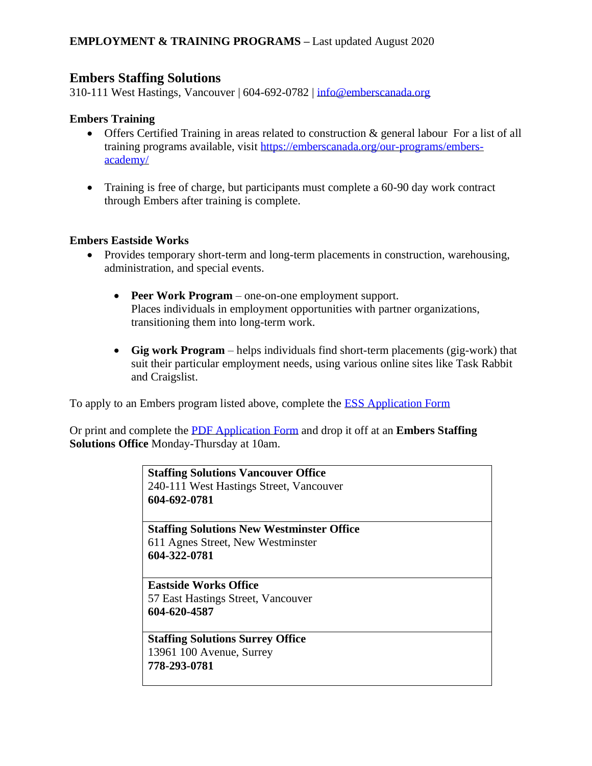**EMPLOYMENT & TRAINING PROGRAMS –** Last updated August 2020

## Embers Staffing Solutions

310-111 West Hastings, Vancouver | 604-692-0782 | info@emberscanada.org

### Embers Training

- Offers Certified Training in areas related to construction & general labour For a list of all training programs available, visit https://emberscanada.org/our-programs/embers-academy/

- Training is free of charge, but participants must complete a 60-90 day work contract through Embers after training is complete.

### Embers Eastside Works

- Provides temporary short-term and long-term placements in construction, warehousing, administration, and special events.

  - **Peer Work Program** – one-on-one employment support.
    Places individuals in employment opportunities with partner organizations, transitioning them into long-term work.

  - **Gig work Program** – helps individuals find short-term placements (gig-work) that suit their particular employment needs, using various online sites like Task Rabbit and Craigslist.

To apply to an Embers program listed above, complete the ESS Application Form

Or print and complete the PDF Application Form and drop it off at an **Embers Staffing Solutions Office** Monday-Thursday at 10am.

| |
|---|
| **Staffing Solutions Vancouver Office**<br>240-111 West Hastings Street, Vancouver<br>**604-692-0781** |
| **Staffing Solutions New Westminster Office**<br>611 Agnes Street, New Westminster<br>**604-322-0781** |
| **Eastside Works Office**<br>57 East Hastings Street, Vancouver<br>**604-620-4587** |
| **Staffing Solutions Surrey Office**<br>13961 100 Avenue, Surrey<br>**778-293-0781** |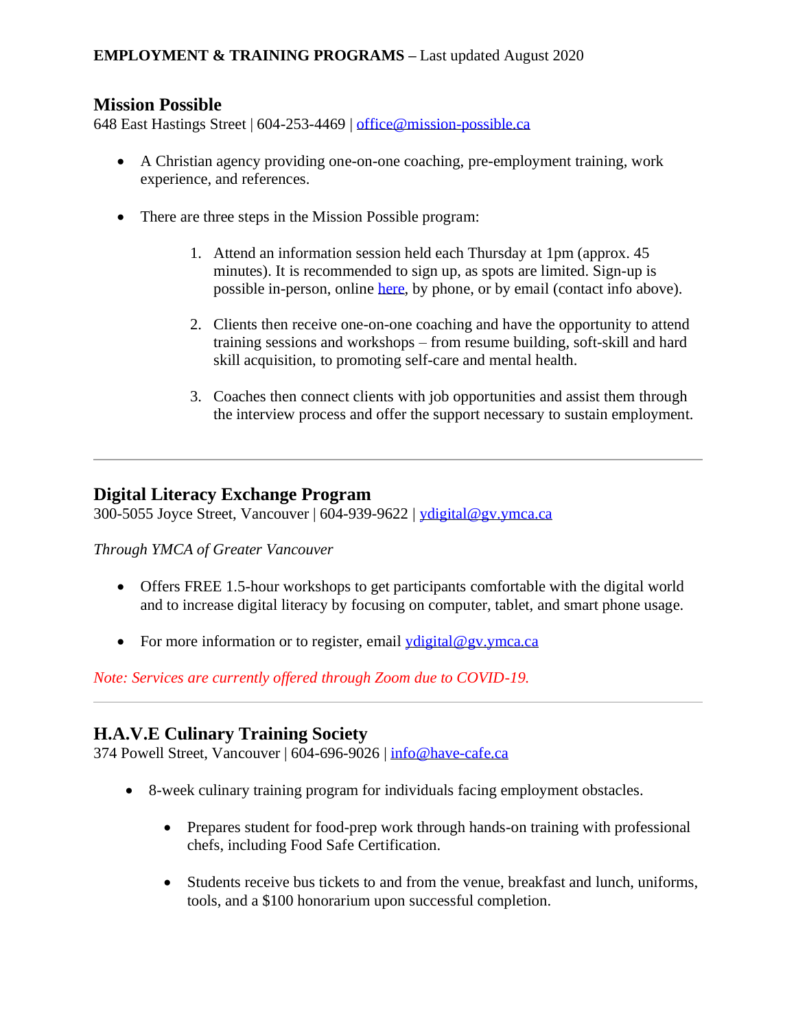**EMPLOYMENT & TRAINING PROGRAMS –** Last updated August 2020

## Mission Possible

648 East Hastings Street | 604-253-4469 | office@mission-possible.ca

- A Christian agency providing one-on-one coaching, pre-employment training, work experience, and references.
- There are three steps in the Mission Possible program:
    1. Attend an information session held each Thursday at 1pm (approx. 45 minutes). It is recommended to sign up, as spots are limited. Sign-up is possible in-person, online here, by phone, or by email (contact info above).
    2. Clients then receive one-on-one coaching and have the opportunity to attend training sessions and workshops – from resume building, soft-skill and hard skill acquisition, to promoting self-care and mental health.
    3. Coaches then connect clients with job opportunities and assist them through the interview process and offer the support necessary to sustain employment.

---

## Digital Literacy Exchange Program

300-5055 Joyce Street, Vancouver | 604-939-9622 | ydigital@gv.ymca.ca

*Through YMCA of Greater Vancouver*

- Offers FREE 1.5-hour workshops to get participants comfortable with the digital world and to increase digital literacy by focusing on computer, tablet, and smart phone usage.
- For more information or to register, email ydigital@gv.ymca.ca

*Note: Services are currently offered through Zoom due to COVID-19.*

---

## H.A.V.E Culinary Training Society

374 Powell Street, Vancouver | 604-696-9026 | info@have-cafe.ca

- 8-week culinary training program for individuals facing employment obstacles.
    - Prepares student for food-prep work through hands-on training with professional chefs, including Food Safe Certification.
    - Students receive bus tickets to and from the venue, breakfast and lunch, uniforms, tools, and a $100 honorarium upon successful completion.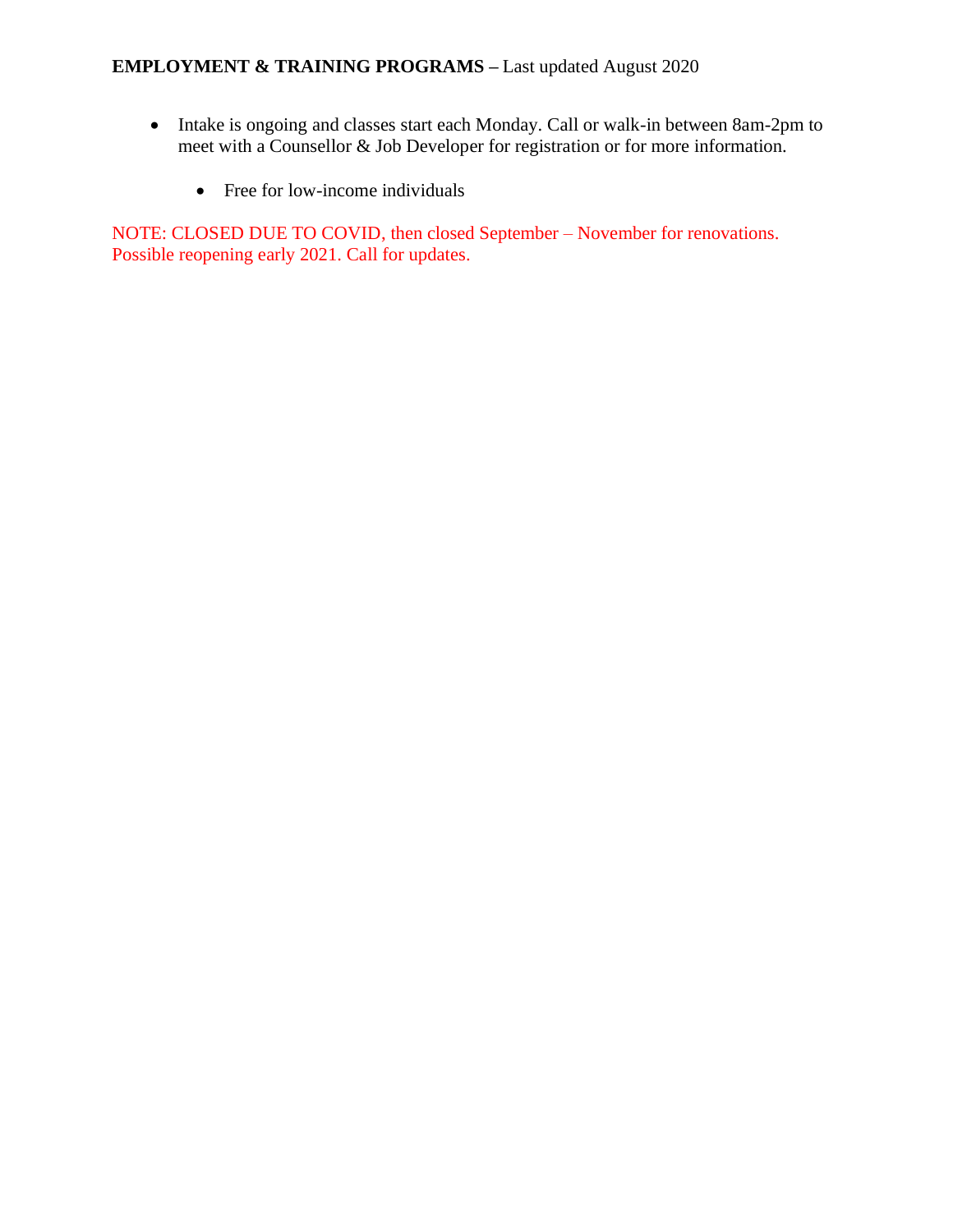**EMPLOYMENT & TRAINING PROGRAMS –** Last updated August 2020

- Intake is ongoing and classes start each Monday. Call or walk-in between 8am-2pm to meet with a Counsellor & Job Developer for registration or for more information.
  - Free for low-income individuals

NOTE: CLOSED DUE TO COVID, then closed September – November for renovations. Possible reopening early 2021. Call for updates.